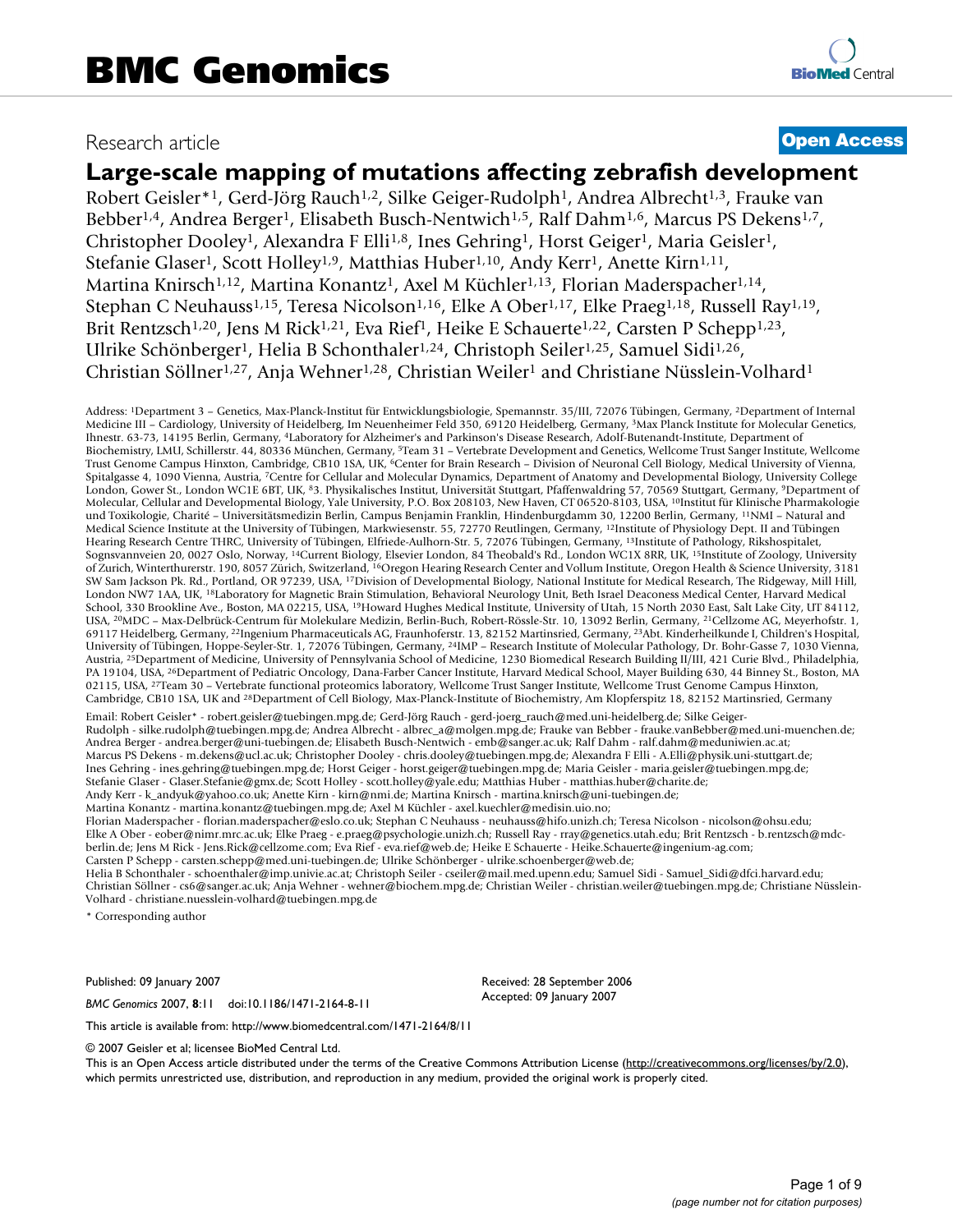BMC Genomics

Research article

**Open Access**

# Large-scale mapping of mutations affecting zebrafish development

Robert Geisler*[1], Gerd-Jörg Rauch[1,2], Silke Geiger-Rudolph[1], Andrea Albrecht[1,3], Frauke van Bebber[1,4], Andrea Berger[1], Elisabeth Busch-Nentwich[1,5], Ralf Dahm[1,6], Marcus PS Dekens[1,7], Christopher Dooley[1], Alexandra F Elli[1,8], Ines Gehring[1], Horst Geiger[1], Maria Geisler[1], Stefanie Glaser[1], Scott Holley[1,9], Matthias Huber[1,10], Andy Kerr[1], Anette Kirn[1,11], Martina Knirsch[1,12], Martina Konantz[1], Axel M Küchler[1,13], Florian Maderspacher[1,14], Stephan C Neuhauss[1,15], Teresa Nicolson[1,16], Elke A Ober[1,17], Elke Praeg[1,18], Russell Ray[1,19], Brit Rentzsch[1,20], Jens M Rick[1,21], Eva Rief[1], Heike E Schauerte[1,22], Carsten P Schepp[1,23], Ulrike Schönberger[1], Helia B Schonthaler[1,24], Christoph Seiler[1,25], Samuel Sidi[1,26], Christian Söllner[1,27], Anja Wehner[1,28], Christian Weiler[1] and Christiane Nüsslein-Volhard[1]

Address: [1]Department 3 – Genetics, Max-Planck-Institut für Entwicklungsbiologie, Spemannstr. 35/III, 72076 Tübingen, Germany, [2]Department of Internal Medicine III – Cardiology, University of Heidelberg, Im Neuenheimer Feld 350, 69120 Heidelberg, Germany, [3]Max Planck Institute for Molecular Genetics, Ihnestr. 63-73, 14195 Berlin, Germany, [4]Laboratory for Alzheimer's and Parkinson's Disease Research, Adolf-Butenandt-Institute, Department of Biochemistry, LMU, Schillerstr. 44, 80336 München, Germany, [5]Team 31 – Vertebrate Development and Genetics, Wellcome Trust Sanger Institute, Wellcome Trust Genome Campus Hinxton, Cambridge, CB10 1SA, UK, [6]Center for Brain Research – Division of Neuronal Cell Biology, Medical University of Vienna, Spitalgasse 4, 1090 Vienna, Austria, [7]Centre for Cellular and Molecular Dynamics, Department of Anatomy and Developmental Biology, University College London, Gower St., London WC1E 6BT, UK, [8]3. Physikalisches Institut, Universität Stuttgart, Pfaffenwaldring 57, 70569 Stuttgart, Germany, [9]Department of Molecular, Cellular and Developmental Biology, Yale University, P.O. Box 208103, New Haven, CT 06520-8103, USA, [10]Institut für Klinische Pharmakologie und Toxikologie, Charité – Universitätsmedizin Berlin, Campus Benjamin Franklin, Hindenburgdamm 30, 12200 Berlin, Germany, [11]NMI – Natural and Medical Science Institute at the University of Tübingen, Markwiesenstr. 55, 72770 Reutlingen, Germany, [12]Institute of Physiology Dept. II and Tübingen Hearing Research Centre THRC, University of Tübingen, Elfriede-Aulhorn-Str. 5, 72076 Tübingen, Germany, [13]Institute of Pathology, Rikshospitalet, Sognsvannveien 20, 0027 Oslo, Norway, [14]Current Biology, Elsevier London, 84 Theobald's Rd., London WC1X 8RR, UK, [15]Institute of Zoology, University of Zurich, Winterthurerstr. 190, 8057 Zürich, Switzerland, [16]Oregon Hearing Research Center and Vollum Institute, Oregon Health & Science University, 3181 SW Sam Jackson Pk. Rd., Portland, OR 97239, USA, [17]Division of Developmental Biology, National Institute for Medical Research, The Ridgeway, Mill Hill, London NW7 1AA, UK, [18]Laboratory for Magnetic Brain Stimulation, Behavioral Neurology Unit, Beth Israel Deaconess Medical Center, Harvard Medical School, 330 Brookline Ave., Boston, MA 02215, USA, [19]Howard Hughes Medical Institute, University of Utah, 15 North 2030 East, Salt Lake City, UT 84112, USA, [20]MDC – Max-Delbrück-Centrum für Molekulare Medizin, Berlin-Buch, Robert-Rössle-Str. 10, 13092 Berlin, Germany, [21]Cellzome AG, Meyerhofstr. 1, 69117 Heidelberg, Germany, [22]Ingenium Pharmaceuticals AG, Fraunhoferstr. 13, 82152 Martinsried, Germany, [23]Abt. Kinderheilkunde I, Children's Hospital, University of Tübingen, Hoppe-Seyler-Str. 1, 72076 Tübingen, Germany, [24]IMP – Research Institute of Molecular Pathology, Dr. Bohr-Gasse 7, 1030 Vienna, Austria, [25]Department of Medicine, University of Pennsylvania School of Medicine, 1230 Biomedical Research Building II/III, 421 Curie Blvd., Philadelphia, PA 19104, USA, [26]Department of Pediatric Oncology, Dana-Farber Cancer Institute, Harvard Medical School, Mayer Building 630, 44 Binney St., Boston, MA 02115, USA, [27]Team 30 – Vertebrate functional proteomics laboratory, Wellcome Trust Sanger Institute, Wellcome Trust Genome Campus Hinxton, Cambridge, CB10 1SA, UK and [28]Department of Cell Biology, Max-Planck-Institute of Biochemistry, Am Klopferspitz 18, 82152 Martinsried, Germany

Email: Robert Geisler* - robert.geisler@tuebingen.mpg.de; Gerd-Jörg Rauch - gerd-joerg_rauch@med.uni-heidelberg.de; Silke Geiger-Rudolph - silke.rudolph@tuebingen.mpg.de; Andrea Albrecht - albrec_a@molgen.mpg.de; Frauke van Bebber - frauke.vanBebber@med.uni-muenchen.de; Andrea Berger - andrea.berger@uni-tuebingen.de; Elisabeth Busch-Nentwich - emb@sanger.ac.uk; Ralf Dahm - ralf.dahm@meduniwien.ac.at; Marcus PS Dekens - m.dekens@ucl.ac.uk; Christopher Dooley - chris.dooley@tuebingen.mpg.de; Alexandra F Elli - A.Elli@physik.uni-stuttgart.de; Ines Gehring - ines.gehring@tuebingen.mpg.de; Horst Geiger - horst.geiger@tuebingen.mpg.de; Maria Geisler - maria.geisler@tuebingen.mpg.de; Stefanie Glaser - Glaser.Stefanie@gmx.de; Scott Holley - scott.holley@yale.edu; Matthias Huber - matthias.huber@charite.de; Andy Kerr - k_andyuk@yahoo.co.uk; Anette Kirn - kirn@nmi.de; Martina Knirsch - martina.knirsch@uni-tuebingen.de; Martina Konantz - martina.konantz@tuebingen.mpg.de; Axel M Küchler - axel.kuechler@medisin.uio.no; Florian Maderspacher - florian.maderspacher@eslo.co.uk; Stephan C Neuhauss - neuhauss@hifo.unizh.ch; Teresa Nicolson - nicolson@ohsu.edu; Elke A Ober - eober@nimr.mrc.ac.uk; Elke Praeg - e.praeg@psychologie.unizh.ch; Russell Ray - rray@genetics.utah.edu; Brit Rentzsch - b.rentzsch@mdc-berlin.de; Jens M Rick - Jens.Rick@cellzome.com; Eva Rief - eva.rief@web.de; Heike E Schauerte - Heike.Schauerte@ingenium-ag.com; Carsten P Schepp - carsten.schepp@med.uni-tuebingen.de; Ulrike Schönberger - ulrike.schoenberger@web.de; Helia B Schonthaler - schoenthaler@imp.univie.ac.at; Christoph Seiler - cseiler@mail.med.upenn.edu; Samuel Sidi - Samuel_Sidi@dfci.harvard.edu; Christian Söllner - cs6@sanger.ac.uk; Anja Wehner - wehner@biochem.mpg.de; Christian Weiler - christian.weiler@tuebingen.mpg.de; Christiane Nüsslein-Volhard - christiane.nuesslein-volhard@tuebingen.mpg.de

* Corresponding author

Published: 09 January 2007

*BMC Genomics* 2007, **8**:11 doi:10.1186/1471-2164-8-11

Received: 28 September 2006
Accepted: 09 January 2007

This article is available from: http://www.biomedcentral.com/1471-2164/8/11

© 2007 Geisler et al; licensee BioMed Central Ltd.
This is an Open Access article distributed under the terms of the Creative Commons Attribution License (http://creativecommons.org/licenses/by/2.0), which permits unrestricted use, distribution, and reproduction in any medium, provided the original work is properly cited.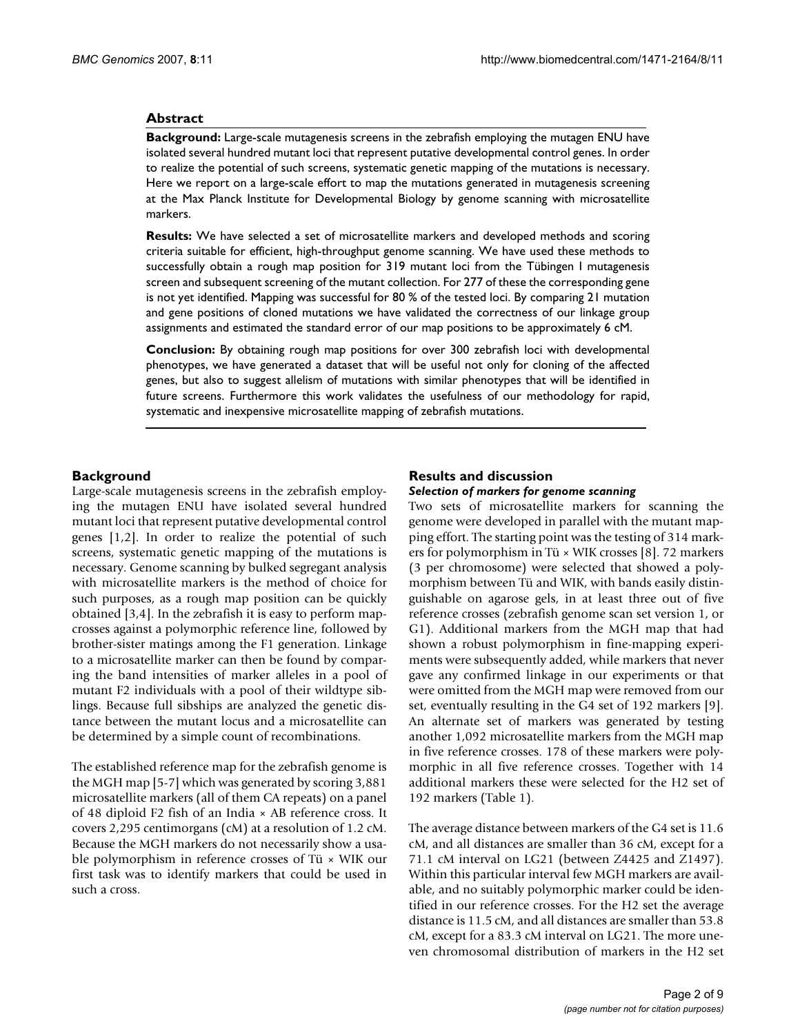## Abstract

**Background:** Large-scale mutagenesis screens in the zebrafish employing the mutagen ENU have isolated several hundred mutant loci that represent putative developmental control genes. In order to realize the potential of such screens, systematic genetic mapping of the mutations is necessary. Here we report on a large-scale effort to map the mutations generated in mutagenesis screening at the Max Planck Institute for Developmental Biology by genome scanning with microsatellite markers.

**Results:** We have selected a set of microsatellite markers and developed methods and scoring criteria suitable for efficient, high-throughput genome scanning. We have used these methods to successfully obtain a rough map position for 319 mutant loci from the Tübingen I mutagenesis screen and subsequent screening of the mutant collection. For 277 of these the corresponding gene is not yet identified. Mapping was successful for 80 % of the tested loci. By comparing 21 mutation and gene positions of cloned mutations we have validated the correctness of our linkage group assignments and estimated the standard error of our map positions to be approximately 6 cM.

**Conclusion:** By obtaining rough map positions for over 300 zebrafish loci with developmental phenotypes, we have generated a dataset that will be useful not only for cloning of the affected genes, but also to suggest allelism of mutations with similar phenotypes that will be identified in future screens. Furthermore this work validates the usefulness of our methodology for rapid, systematic and inexpensive microsatellite mapping of zebrafish mutations.

## Background

Large-scale mutagenesis screens in the zebrafish employing the mutagen ENU have isolated several hundred mutant loci that represent putative developmental control genes [1,2]. In order to realize the potential of such screens, systematic genetic mapping of the mutations is necessary. Genome scanning by bulked segregant analysis with microsatellite markers is the method of choice for such purposes, as a rough map position can be quickly obtained [3,4]. In the zebrafish it is easy to perform map-crosses against a polymorphic reference line, followed by brother-sister matings among the F1 generation. Linkage to a microsatellite marker can then be found by comparing the band intensities of marker alleles in a pool of mutant F2 individuals with a pool of their wildtype siblings. Because full sibships are analyzed the genetic distance between the mutant locus and a microsatellite can be determined by a simple count of recombinations.

The established reference map for the zebrafish genome is the MGH map [5-7] which was generated by scoring 3,881 microsatellite markers (all of them CA repeats) on a panel of 48 diploid F2 fish of an India × AB reference cross. It covers 2,295 centimorgans (cM) at a resolution of 1.2 cM. Because the MGH markers do not necessarily show a usable polymorphism in reference crosses of Tü × WIK our first task was to identify markers that could be used in such a cross.

## Results and discussion

### *Selection of markers for genome scanning*

Two sets of microsatellite markers for scanning the genome were developed in parallel with the mutant mapping effort. The starting point was the testing of 314 markers for polymorphism in Tü × WIK crosses [8]. 72 markers (3 per chromosome) were selected that showed a polymorphism between Tü and WIK, with bands easily distinguishable on agarose gels, in at least three out of five reference crosses (zebrafish genome scan set version 1, or G1). Additional markers from the MGH map that had shown a robust polymorphism in fine-mapping experiments were subsequently added, while markers that never gave any confirmed linkage in our experiments or that were omitted from the MGH map were removed from our set, eventually resulting in the G4 set of 192 markers [9]. An alternate set of markers was generated by testing another 1,092 microsatellite markers from the MGH map in five reference crosses. 178 of these markers were polymorphic in all five reference crosses. Together with 14 additional markers these were selected for the H2 set of 192 markers (Table 1).

The average distance between markers of the G4 set is 11.6 cM, and all distances are smaller than 36 cM, except for a 71.1 cM interval on LG21 (between Z4425 and Z1497). Within this particular interval few MGH markers are available, and no suitably polymorphic marker could be identified in our reference crosses. For the H2 set the average distance is 11.5 cM, and all distances are smaller than 53.8 cM, except for a 83.3 cM interval on LG21. The more uneven chromosomal distribution of markers in the H2 set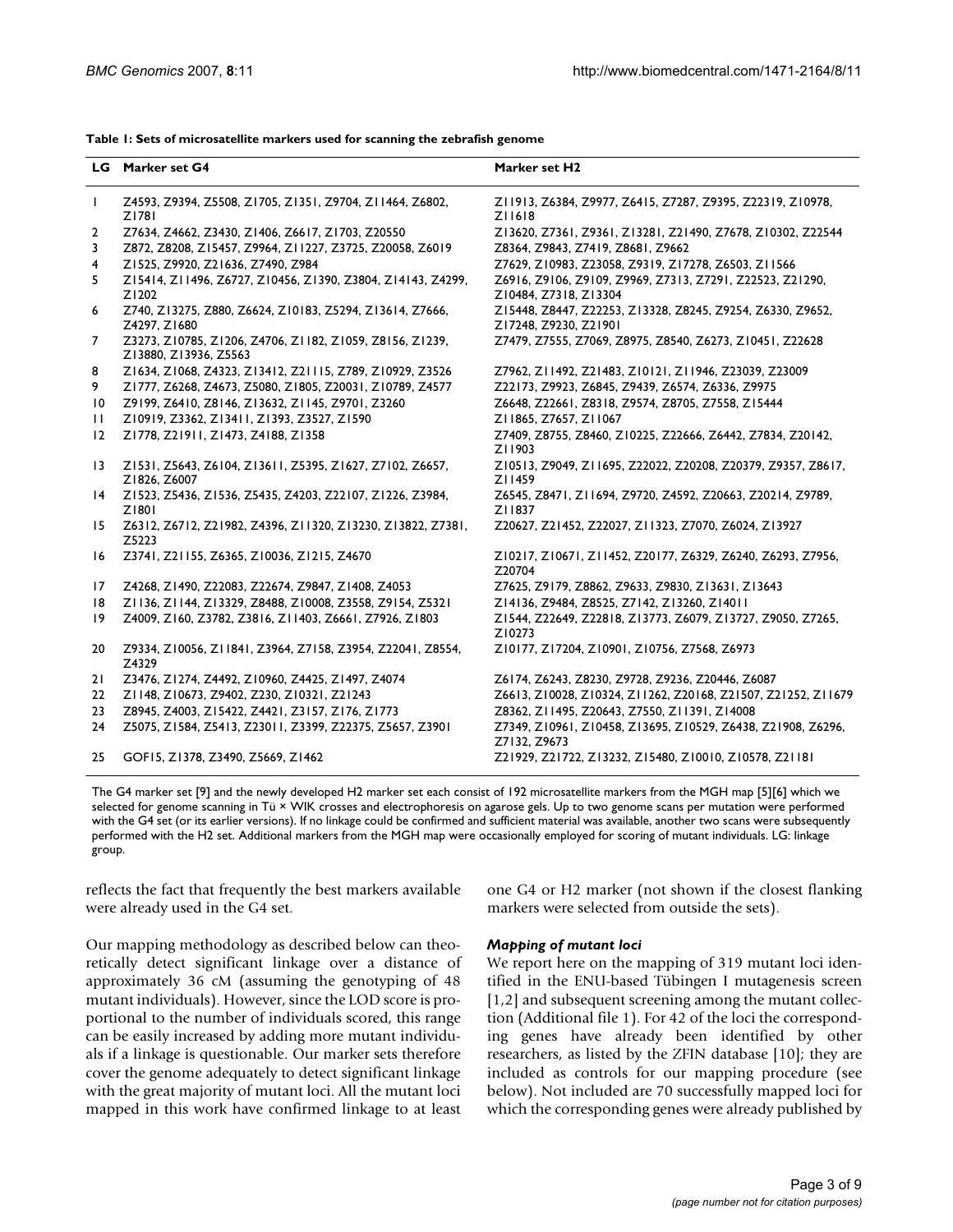**Table 1: Sets of microsatellite markers used for scanning the zebrafish genome**

| LG | Marker set G4 | Marker set H2 |
|---|---|---|
| 1 | Z4593, Z9394, Z5508, Z1705, Z1351, Z9704, Z11464, Z6802, Z1781 | Z11913, Z6384, Z9977, Z6415, Z7287, Z9395, Z22319, Z10978, Z11618 |
| 2 | Z7634, Z4662, Z3430, Z1406, Z6617, Z1703, Z20550 | Z13620, Z7361, Z9361, Z13281, Z21490, Z7678, Z10302, Z22544 |
| 3 | Z872, Z8208, Z15457, Z9964, Z11227, Z3725, Z20058, Z6019 | Z8364, Z9843, Z7419, Z8681, Z9662 |
| 4 | Z1525, Z9920, Z21636, Z7490, Z984 | Z7629, Z10983, Z23058, Z9319, Z17278, Z6503, Z11566 |
| 5 | Z15414, Z11496, Z6727, Z10456, Z1390, Z3804, Z14143, Z4299, Z1202 | Z6916, Z9106, Z9109, Z9969, Z7313, Z7291, Z22523, Z21290, Z10484, Z7318, Z13304 |
| 6 | Z740, Z13275, Z880, Z6624, Z10183, Z5294, Z13614, Z7666, Z4297, Z1680 | Z15448, Z8447, Z22253, Z13328, Z8245, Z9254, Z6330, Z9652, Z17248, Z9230, Z21901 |
| 7 | Z3273, Z10785, Z1206, Z4706, Z1182, Z1059, Z8156, Z1239, Z13880, Z13936, Z5563 | Z7479, Z7555, Z7069, Z8975, Z8540, Z6273, Z10451, Z22628 |
| 8 | Z1634, Z1068, Z4323, Z13412, Z21115, Z789, Z10929, Z3526 | Z7962, Z11492, Z21483, Z10121, Z11946, Z23039, Z23009 |
| 9 | Z1777, Z6268, Z4673, Z5080, Z1805, Z20031, Z10789, Z4577 | Z22173, Z9923, Z6845, Z9439, Z6574, Z6336, Z9975 |
| 10 | Z9199, Z6410, Z8146, Z13632, Z1145, Z9701, Z3260 | Z6648, Z22661, Z8318, Z9574, Z8705, Z7558, Z15444 |
| 11 | Z10919, Z3362, Z13411, Z1393, Z3527, Z1590 | Z11865, Z7657, Z11067 |
| 12 | Z1778, Z21911, Z1473, Z4188, Z1358 | Z7409, Z8755, Z8460, Z10225, Z22666, Z6442, Z7834, Z20142, Z11903 |
| 13 | Z1531, Z5643, Z6104, Z13611, Z5395, Z1627, Z7102, Z6657, Z1826, Z6007 | Z10513, Z9049, Z11695, Z22022, Z20208, Z20379, Z9357, Z8617, Z11459 |
| 14 | Z1523, Z5436, Z1536, Z5435, Z4203, Z22107, Z1226, Z3984, Z1801 | Z6545, Z8471, Z11694, Z9720, Z4592, Z20663, Z20214, Z9789, Z11837 |
| 15 | Z6312, Z6712, Z21982, Z4396, Z11320, Z13230, Z13822, Z7381, Z5223 | Z20627, Z21452, Z22027, Z11323, Z7070, Z6024, Z13927 |
| 16 | Z3741, Z21155, Z6365, Z10036, Z1215, Z4670 | Z10217, Z10671, Z11452, Z20177, Z6329, Z6240, Z6293, Z7956, Z20704 |
| 17 | Z4268, Z1490, Z22083, Z22674, Z9847, Z1408, Z4053 | Z7625, Z9179, Z8862, Z9633, Z9830, Z13631, Z13643 |
| 18 | Z1136, Z1144, Z13329, Z8488, Z10008, Z3558, Z9154, Z5321 | Z14136, Z9484, Z8525, Z7142, Z13260, Z14011 |
| 19 | Z4009, Z160, Z3782, Z3816, Z11403, Z6661, Z7926, Z1803 | Z1544, Z22649, Z22818, Z13773, Z6079, Z13727, Z9050, Z7265, Z10273 |
| 20 | Z9334, Z10056, Z11841, Z3964, Z7158, Z3954, Z22041, Z8554, Z4329 | Z10177, Z17204, Z10901, Z10756, Z7568, Z6973 |
| 21 | Z3476, Z1274, Z4492, Z10960, Z4425, Z1497, Z4074 | Z6174, Z6243, Z8230, Z9728, Z9236, Z20446, Z6087 |
| 22 | Z1148, Z10673, Z9402, Z230, Z10321, Z21243 | Z6613, Z10028, Z10324, Z11262, Z20168, Z21507, Z21252, Z11679 |
| 23 | Z8945, Z4003, Z15422, Z4421, Z3157, Z176, Z1773 | Z8362, Z11495, Z20643, Z7550, Z11391, Z14008 |
| 24 | Z5075, Z1584, Z5413, Z23011, Z3399, Z22375, Z5657, Z3901 | Z7349, Z10961, Z10458, Z13695, Z10529, Z6438, Z21908, Z6296, Z7132, Z9673 |
| 25 | GOF15, Z1378, Z3490, Z5669, Z1462 | Z21929, Z21722, Z13232, Z15480, Z10010, Z10578, Z21181 |

The G4 marker set [9] and the newly developed H2 marker set each consist of 192 microsatellite markers from the MGH map [5][6] which we selected for genome scanning in Tü × WIK crosses and electrophoresis on agarose gels. Up to two genome scans per mutation were performed with the G4 set (or its earlier versions). If no linkage could be confirmed and sufficient material was available, another two scans were subsequently performed with the H2 set. Additional markers from the MGH map were occasionally employed for scoring of mutant individuals. LG: linkage group.

reflects the fact that frequently the best markers available were already used in the G4 set.

Our mapping methodology as described below can theoretically detect significant linkage over a distance of approximately 36 cM (assuming the genotyping of 48 mutant individuals). However, since the LOD score is proportional to the number of individuals scored, this range can be easily increased by adding more mutant individuals if a linkage is questionable. Our marker sets therefore cover the genome adequately to detect significant linkage with the great majority of mutant loci. All the mutant loci mapped in this work have confirmed linkage to at least one G4 or H2 marker (not shown if the closest flanking markers were selected from outside the sets).

### *Mapping of mutant loci*

We report here on the mapping of 319 mutant loci identified in the ENU-based Tübingen I mutagenesis screen [1,2] and subsequent screening among the mutant collection (Additional file 1). For 42 of the loci the corresponding genes have already been identified by other researchers, as listed by the ZFIN database [10]; they are included as controls for our mapping procedure (see below). Not included are 70 successfully mapped loci for which the corresponding genes were already published by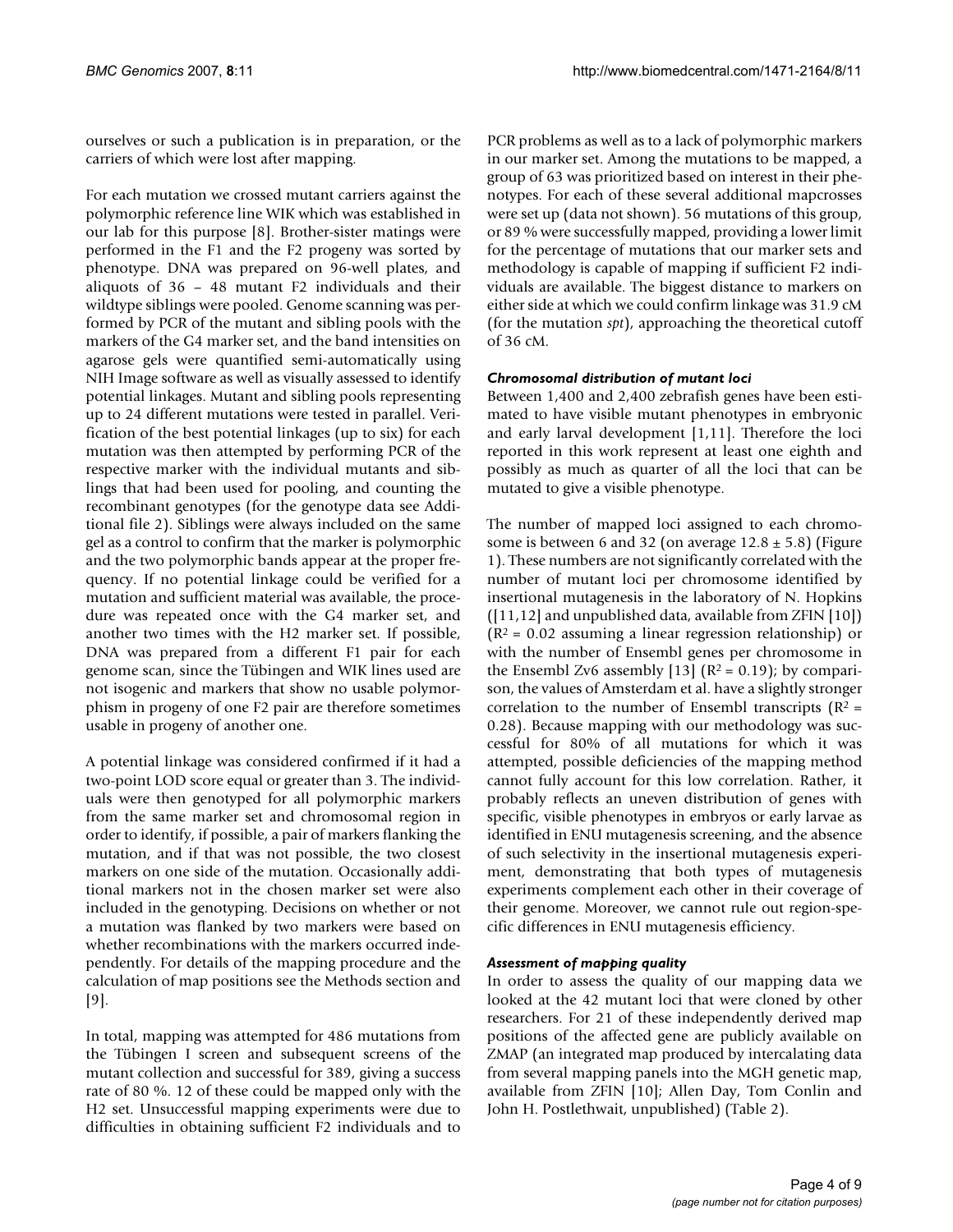ourselves or such a publication is in preparation, or the carriers of which were lost after mapping.

For each mutation we crossed mutant carriers against the polymorphic reference line WIK which was established in our lab for this purpose [8]. Brother-sister matings were performed in the F1 and the F2 progeny was sorted by phenotype. DNA was prepared on 96-well plates, and aliquots of 36 – 48 mutant F2 individuals and their wildtype siblings were pooled. Genome scanning was performed by PCR of the mutant and sibling pools with the markers of the G4 marker set, and the band intensities on agarose gels were quantified semi-automatically using NIH Image software as well as visually assessed to identify potential linkages. Mutant and sibling pools representing up to 24 different mutations were tested in parallel. Verification of the best potential linkages (up to six) for each mutation was then attempted by performing PCR of the respective marker with the individual mutants and siblings that had been used for pooling, and counting the recombinant genotypes (for the genotype data see Additional file 2). Siblings were always included on the same gel as a control to confirm that the marker is polymorphic and the two polymorphic bands appear at the proper frequency. If no potential linkage could be verified for a mutation and sufficient material was available, the procedure was repeated once with the G4 marker set, and another two times with the H2 marker set. If possible, DNA was prepared from a different F1 pair for each genome scan, since the Tübingen and WIK lines used are not isogenic and markers that show no usable polymorphism in progeny of one F2 pair are therefore sometimes usable in progeny of another one.

A potential linkage was considered confirmed if it had a two-point LOD score equal or greater than 3. The individuals were then genotyped for all polymorphic markers from the same marker set and chromosomal region in order to identify, if possible, a pair of markers flanking the mutation, and if that was not possible, the two closest markers on one side of the mutation. Occasionally additional markers not in the chosen marker set were also included in the genotyping. Decisions on whether or not a mutation was flanked by two markers were based on whether recombinations with the markers occurred independently. For details of the mapping procedure and the calculation of map positions see the Methods section and [9].

In total, mapping was attempted for 486 mutations from the Tübingen I screen and subsequent screens of the mutant collection and successful for 389, giving a success rate of 80 %. 12 of these could be mapped only with the H2 set. Unsuccessful mapping experiments were due to difficulties in obtaining sufficient F2 individuals and to PCR problems as well as to a lack of polymorphic markers in our marker set. Among the mutations to be mapped, a group of 63 was prioritized based on interest in their phenotypes. For each of these several additional mapcrosses were set up (data not shown). 56 mutations of this group, or 89 % were successfully mapped, providing a lower limit for the percentage of mutations that our marker sets and methodology is capable of mapping if sufficient F2 individuals are available. The biggest distance to markers on either side at which we could confirm linkage was 31.9 cM (for the mutation *spt*), approaching the theoretical cutoff of 36 cM.

### *Chromosomal distribution of mutant loci*

Between 1,400 and 2,400 zebrafish genes have been estimated to have visible mutant phenotypes in embryonic and early larval development [1,11]. Therefore the loci reported in this work represent at least one eighth and possibly as much as quarter of all the loci that can be mutated to give a visible phenotype.

The number of mapped loci assigned to each chromosome is between 6 and 32 (on average $12.8 \pm 5.8$) (Figure 1). These numbers are not significantly correlated with the number of mutant loci per chromosome identified by insertional mutagenesis in the laboratory of N. Hopkins ([11,12] and unpublished data, available from ZFIN [10]) ($R^2 = 0.02$ assuming a linear regression relationship) or with the number of Ensembl genes per chromosome in the Ensembl Zv6 assembly [13] ($R^2 = 0.19$); by comparison, the values of Amsterdam et al. have a slightly stronger correlation to the number of Ensembl transcripts ($R^2 = 0.28$). Because mapping with our methodology was successful for 80% of all mutations for which it was attempted, possible deficiencies of the mapping method cannot fully account for this low correlation. Rather, it probably reflects an uneven distribution of genes with specific, visible phenotypes in embryos or early larvae as identified in ENU mutagenesis screening, and the absence of such selectivity in the insertional mutagenesis experiment, demonstrating that both types of mutagenesis experiments complement each other in their coverage of their genome. Moreover, we cannot rule out region-specific differences in ENU mutagenesis efficiency.

### *Assessment of mapping quality*

In order to assess the quality of our mapping data we looked at the 42 mutant loci that were cloned by other researchers. For 21 of these independently derived map positions of the affected gene are publicly available on ZMAP (an integrated map produced by intercalating data from several mapping panels into the MGH genetic map, available from ZFIN [10]; Allen Day, Tom Conlin and John H. Postlethwait, unpublished) (Table 2).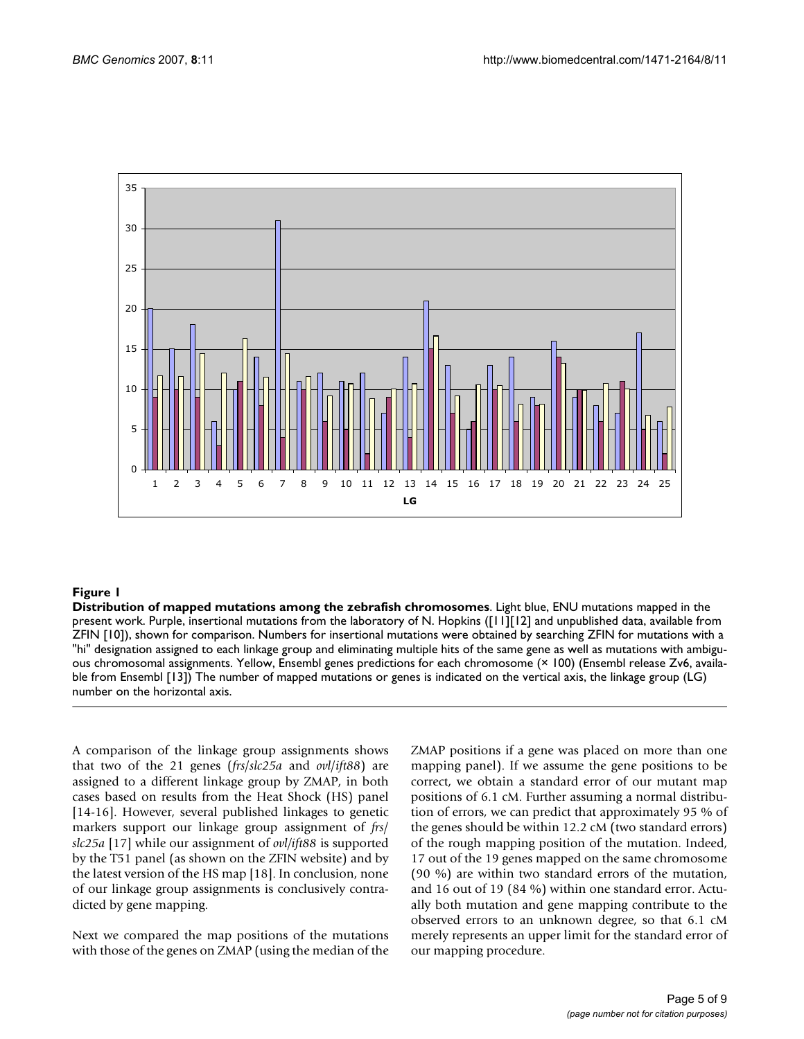**Figure 1**

**Distribution of mapped mutations among the zebrafish chromosomes**. Light blue, ENU mutations mapped in the present work. Purple, insertional mutations from the laboratory of N. Hopkins ([11][12] and unpublished data, available from ZFIN [10]), shown for comparison. Numbers for insertional mutations were obtained by searching ZFIN for mutations with a "hi" designation assigned to each linkage group and eliminating multiple hits of the same gene as well as mutations with ambiguous chromosomal assignments. Yellow, Ensembl genes predictions for each chromosome (× 100) (Ensembl release Zv6, available from Ensembl [13]) The number of mapped mutations or genes is indicated on the vertical axis, the linkage group (LG) number on the horizontal axis.

A comparison of the linkage group assignments shows that two of the 21 genes (*frs*/*slc25a* and *ovl*/*ift88*) are assigned to a different linkage group by ZMAP, in both cases based on results from the Heat Shock (HS) panel [14-16]. However, several published linkages to genetic markers support our linkage group assignment of *frs*/*slc25a* [17] while our assignment of *ovl*/*ift88* is supported by the T51 panel (as shown on the ZFIN website) and by the latest version of the HS map [18]. In conclusion, none of our linkage group assignments is conclusively contradicted by gene mapping.

Next we compared the map positions of the mutations with those of the genes on ZMAP (using the median of the ZMAP positions if a gene was placed on more than one mapping panel). If we assume the gene positions to be correct, we obtain a standard error of our mutant map positions of 6.1 cM. Further assuming a normal distribution of errors, we can predict that approximately 95 % of the genes should be within 12.2 cM (two standard errors) of the rough mapping position of the mutation. Indeed, 17 out of the 19 genes mapped on the same chromosome (90 %) are within two standard errors of the mutation, and 16 out of 19 (84 %) within one standard error. Actually both mutation and gene mapping contribute to the observed errors to an unknown degree, so that 6.1 cM merely represents an upper limit for the standard error of our mapping procedure.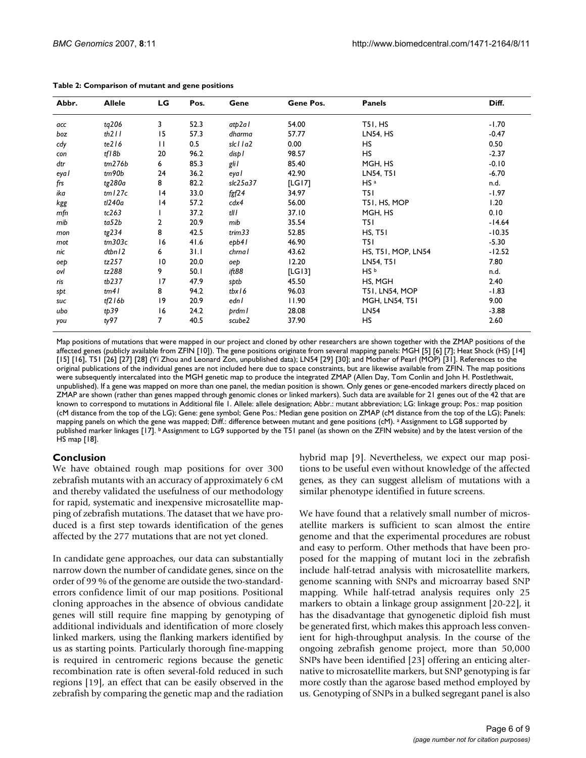**Table 2: Comparison of mutant and gene positions**

| Abbr. | Allele | LG | Pos. | Gene | Gene Pos. | Panels | Diff. |
| --- | --- | --- | --- | --- | --- | --- | --- |
| *acc* | *tq206* | 3 | 52.3 | *atp2a1* | 54.00 | T51, HS | -1.70 |
| *boz* | *th211* | 15 | 57.3 | *dharma* | 57.77 | LN54, HS | -0.47 |
| *cdy* | *te216* | 11 | 0.5 | *slc11a2* | 0.00 | HS | 0.50 |
| *con* | *tf18b* | 20 | 96.2 | *disp1* | 98.57 | HS | -2.37 |
| *dtr* | *tm276b* | 6 | 85.3 | *gli1* | 85.40 | MGH, HS | -0.10 |
| *eya1* | *tm90b* | 24 | 36.2 | *eya1* | 42.90 | LN54, T51 | -6.70 |
| *frs* | *tg280a* | 8 | 82.2 | *slc25a37* | [LG17] | HS [a] | n.d. |
| *ika* | *tm127c* | 14 | 33.0 | *fgf24* | 34.97 | T51 | -1.97 |
| *kgg* | *tl240a* | 14 | 57.2 | *cdx4* | 56.00 | T51, HS, MOP | 1.20 |
| *mfn* | *tc263* | 1 | 37.2 | *tll1* | 37.10 | MGH, HS | 0.10 |
| *mib* | *ta52b* | 2 | 20.9 | *mib* | 35.54 | T51 | -14.64 |
| *mon* | *tg234* | 8 | 42.5 | *trim33* | 52.85 | HS, T51 | -10.35 |
| *mot* | *tm303c* | 16 | 41.6 | *epb41* | 46.90 | T51 | -5.30 |
| *nic* | *dtbn12* | 6 | 31.1 | *chrna1* | 43.62 | HS, T51, MOP, LN54 | -12.52 |
| *oep* | *tz257* | 10 | 20.0 | *oep* | 12.20 | LN54, T51 | 7.80 |
| *ovl* | *tz288* | 9 | 50.1 | *ift88* | [LG13] | HS [b] | n.d. |
| *ris* | *tb237* | 17 | 47.9 | *sptb* | 45.50 | HS, MGH | 2.40 |
| *spt* | *tm41* | 8 | 94.2 | *tbx16* | 96.03 | T51, LN54, MOP | -1.83 |
| *suc* | *tf216b* | 19 | 20.9 | *edn1* | 11.90 | MGH, LN54, T51 | 9.00 |
| *ubo* | *tp39* | 16 | 24.2 | *prdm1* | 28.08 | LN54 | -3.88 |
| *you* | *ty97* | 7 | 40.5 | *scube2* | 37.90 | HS | 2.60 |

Map positions of mutations that were mapped in our project and cloned by other researchers are shown together with the ZMAP positions of the affected genes (publicly available from ZFIN [10]). The gene positions originate from several mapping panels: MGH [5] [6] [7]; Heat Shock (HS) [14] [15] [16], T51 [26] [27] [28] (Yi Zhou and Leonard Zon, unpublished data); LN54 [29] [30]; and Mother of Pearl (MOP) [31]. References to the original publications of the individual genes are not included here due to space constraints, but are likewise available from ZFIN. The map positions were subsequently intercalated into the MGH genetic map to produce the integrated ZMAP (Allen Day, Tom Conlin and John H. Postlethwait, unpublished). If a gene was mapped on more than one panel, the median position is shown. Only genes or gene-encoded markers directly placed on ZMAP are shown (rather than genes mapped through genomic clones or linked markers). Such data are available for 21 genes out of the 42 that are known to correspond to mutations in Additional file 1. Allele: allele designation; Abbr.: mutant abbreviation; LG: linkage group; Pos.: map position (cM distance from the top of the LG); Gene: gene symbol; Gene Pos.: Median gene position on ZMAP (cM distance from the top of the LG); Panels: mapping panels on which the gene was mapped; Diff.: difference between mutant and gene positions (cM). [a] Assignment to LG8 supported by published marker linkages [17]. [b] Assignment to LG9 supported by the T51 panel (as shown on the ZFIN website) and by the latest version of the HS map [18].

## Conclusion

We have obtained rough map positions for over 300 zebrafish mutants with an accuracy of approximately 6 cM and thereby validated the usefulness of our methodology for rapid, systematic and inexpensive microsatellite mapping of zebrafish mutations. The dataset that we have produced is a first step towards identification of the genes affected by the 277 mutations that are not yet cloned.

In candidate gene approaches, our data can substantially narrow down the number of candidate genes, since on the order of 99 % of the genome are outside the two-standard-errors confidence limit of our map positions. Positional cloning approaches in the absence of obvious candidate genes will still require fine mapping by genotyping of additional individuals and identification of more closely linked markers, using the flanking markers identified by us as starting points. Particularly thorough fine-mapping is required in centromeric regions because the genetic recombination rate is often several-fold reduced in such regions [19], an effect that can be easily observed in the zebrafish by comparing the genetic map and the radiation hybrid map [9]. Nevertheless, we expect our map positions to be useful even without knowledge of the affected genes, as they can suggest allelism of mutations with a similar phenotype identified in future screens.

We have found that a relatively small number of microsatellite markers is sufficient to scan almost the entire genome and that the experimental procedures are robust and easy to perform. Other methods that have been proposed for the mapping of mutant loci in the zebrafish include half-tetrad analysis with microsatellite markers, genome scanning with SNPs and microarray based SNP mapping. While half-tetrad analysis requires only 25 markers to obtain a linkage group assignment [20-22], it has the disadvantage that gynogenetic diploid fish must be generated first, which makes this approach less convenient for high-throughput analysis. In the course of the ongoing zebrafish genome project, more than 50,000 SNPs have been identified [23] offering an enticing alternative to microsatellite markers, but SNP genotyping is far more costly than the agarose based method employed by us. Genotyping of SNPs in a bulked segregant panel is also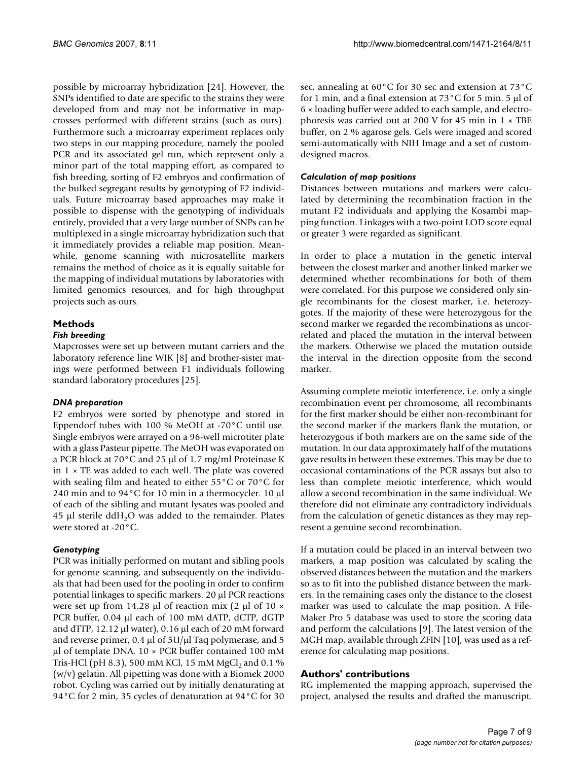possible by microarray hybridization [24]. However, the SNPs identified to date are specific to the strains they were developed from and may not be informative in mapcrosses performed with different strains (such as ours). Furthermore such a microarray experiment replaces only two steps in our mapping procedure, namely the pooled PCR and its associated gel run, which represent only a minor part of the total mapping effort, as compared to fish breeding, sorting of F2 embryos and confirmation of the bulked segregant results by genotyping of F2 individuals. Future microarray based approaches may make it possible to dispense with the genotyping of individuals entirely, provided that a very large number of SNPs can be multiplexed in a single microarray hybridization such that it immediately provides a reliable map position. Meanwhile, genome scanning with microsatellite markers remains the method of choice as it is equally suitable for the mapping of individual mutations by laboratories with limited genomics resources, and for high throughput projects such as ours.

## Methods

### *Fish breeding*

Mapcrosses were set up between mutant carriers and the laboratory reference line WIK [8] and brother-sister matings were performed between F1 individuals following standard laboratory procedures [25].

### *DNA preparation*

F2 embryos were sorted by phenotype and stored in Eppendorf tubes with 100 % MeOH at -70°C until use. Single embryos were arrayed on a 96-well microtiter plate with a glass Pasteur pipette. The MeOH was evaporated on a PCR block at 70°C and 25 µl of 1.7 mg/ml Proteinase K in 1 × TE was added to each well. The plate was covered with sealing film and heated to either 55°C or 70°C for 240 min and to 94°C for 10 min in a thermocycler. 10 µl of each of the sibling and mutant lysates was pooled and 45 µl sterile $ddH_2O$ was added to the remainder. Plates were stored at -20°C.

### *Genotyping*

PCR was initially performed on mutant and sibling pools for genome scanning, and subsequently on the individuals that had been used for the pooling in order to confirm potential linkages to specific markers. 20 µl PCR reactions were set up from 14.28 µl of reaction mix (2 µl of 10 × PCR buffer, 0.04 µl each of 100 mM dATP, dCTP, dGTP and dTTP, 12.12 µl water), 0.16 µl each of 20 mM forward and reverse primer, 0.4 µl of 5U/µl Taq polymerase, and 5 µl of template DNA. 10 × PCR buffer contained 100 mM Tris-HCl (pH 8.3), 500 mM KCl, 15 mM $MgCl_2$ and 0.1 % (w/v) gelatin. All pipetting was done with a Biomek 2000 robot. Cycling was carried out by initially denaturating at 94°C for 2 min, 35 cycles of denaturation at 94°C for 30 sec, annealing at 60°C for 30 sec and extension at 73°C for 1 min, and a final extension at 73°C for 5 min. 5 µl of 6 × loading buffer were added to each sample, and electrophoresis was carried out at 200 V for 45 min in 1 × TBE buffer, on 2 % agarose gels. Gels were imaged and scored semi-automatically with NIH Image and a set of custom-designed macros.

### *Calculation of map positions*

Distances between mutations and markers were calculated by determining the recombination fraction in the mutant F2 individuals and applying the Kosambi mapping function. Linkages with a two-point LOD score equal or greater 3 were regarded as significant.

In order to place a mutation in the genetic interval between the closest marker and another linked marker we determined whether recombinations for both of them were correlated. For this purpose we considered only single recombinants for the closest marker, i.e. heterozygotes. If the majority of these were heterozygous for the second marker we regarded the recombinations as uncorrelated and placed the mutation in the interval between the markers. Otherwise we placed the mutation outside the interval in the direction opposite from the second marker.

Assuming complete meiotic interference, i.e. only a single recombination event per chromosome, all recombinants for the first marker should be either non-recombinant for the second marker if the markers flank the mutation, or heterozygous if both markers are on the same side of the mutation. In our data approximately half of the mutations gave results in between these extremes. This may be due to occasional contaminations of the PCR assays but also to less than complete meiotic interference, which would allow a second recombination in the same individual. We therefore did not eliminate any contradictory individuals from the calculation of genetic distances as they may represent a genuine second recombination.

If a mutation could be placed in an interval between two markers, a map position was calculated by scaling the observed distances between the mutation and the markers so as to fit into the published distance between the markers. In the remaining cases only the distance to the closest marker was used to calculate the map position. A FileMaker Pro 5 database was used to store the scoring data and perform the calculations [9]. The latest version of the MGH map, available through ZFIN [10], was used as a reference for calculating map positions.

## Authors' contributions

RG implemented the mapping approach, supervised the project, analysed the results and drafted the manuscript.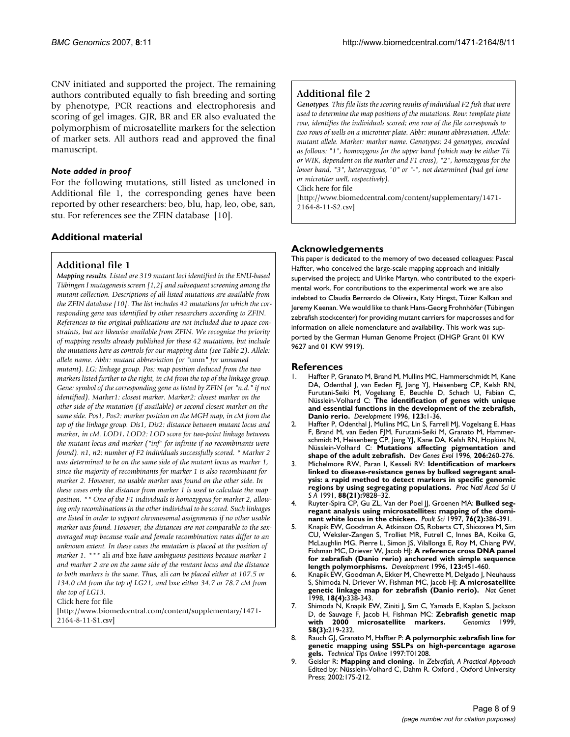CNV initiated and supported the project. The remaining authors contributed equally to fish breeding and sorting by phenotype, PCR reactions and electrophoresis and scoring of gel images. GJR, BR and ER also evaluated the polymorphism of microsatellite markers for the selection of marker sets. All authors read and approved the final manuscript.

### *Note added in proof*

For the following mutations, still listed as uncloned in Additional file 1, the corresponding genes have been reported by other researchers: beo, blu, hap, leo, obe, san, stu. For references see the ZFIN database [10].

## Additional material

### Additional file 1

***Mapping results****. Listed are 319 mutant loci identified in the ENU-based Tübingen I mutagenesis screen [1,2] and subsequent screening among the mutant collection. Descriptions of all listed mutations are available from the ZFIN database [10]. The list includes 42 mutations for which the corresponding gene was identified by other researchers according to ZFIN. References to the original publications are not included due to space constraints, but are likewise available from ZFIN. We recognize the priority of mapping results already published for these 42 mutations, but include the mutations here as controls for our mapping data (see Table 2). Allele: allele name. Abbr: mutant abbreviation (or "unm" for unnamed mutant). LG: linkage group. Pos: map position deduced from the two markers listed further to the right, in cM from the top of the linkage group. Gene: symbol of the corresponding gene as listed by ZFIN (or "n.d." if not identified). Marker1: closest marker. Marker2: closest marker on the other side of the mutation (if available) or second closest marker on the same side. Pos1, Pos2: marker position on the MGH map, in cM from the top of the linkage group. Dis1, Dis2: distance between mutant locus and marker, in cM. LOD1, LOD2: LOD score for two-point linkage between the mutant locus and marker ("inf" for infinite if no recombinants were found). n1, n2: number of F2 individuals successfully scored. * Marker 2 was determined to be on the same side of the mutant locus as marker 1, since the majority of recombinants for marker 1 is also recombinant for marker 2. However, no usable marker was found on the other side. In these cases only the distance from marker 1 is used to calculate the map position. ** One of the F1 individuals is homozygous for marker 2, allowing only recombinations in the other individual to be scored. Such linkages are listed in order to support chromosomal assignments if no other usable marker was found. However, the distances are not comparable to the sex-averaged map because male and female recombination rates differ to an unknown extent. In these cases the mutation is placed at the position of marker 1. \*\*\** ali *and* bxe *have ambiguous positions because marker 1 and marker 2 are on the same side of the mutant locus and the distance to both markers is the same. Thus,* ali *can be placed either at 107.5 or 134.0 cM from the top of LG21, and* bxe *either 34.7 or 78.7 cM from the top of LG13.*

Click here for file

[http://www.biomedcentral.com/content/supplementary/1471-2164-8-11-S1.csv]

### Additional file 2

***Genotypes****. This file lists the scoring results of individual F2 fish that were used to determine the map positions of the mutations. Row: template plate row, identifies the individuals scored; one row of the file corresponds to two rows of wells on a microtiter plate. Abbr: mutant abbreviation. Allele: mutant allele. Marker: marker name. Genotypes: 24 genotypes, encoded as follows: "1", homozygous for the upper band (which may be either Tü or WIK, dependent on the marker and F1 cross), "2", homozygous for the lower band, "3", heterozygous, "0" or "-", not determined (bad gel lane or microtiter well, respectively).*

Click here for file

[http://www.biomedcentral.com/content/supplementary/1471-2164-8-11-S2.csv]

## Acknowledgements

This paper is dedicated to the memory of two deceased colleagues: Pascal Haffter, who conceived the large-scale mapping approach and initially supervised the project; and Ulrike Martyn, who contributed to the experimental work. For contributions to the experimental work we are also indebted to Claudia Bernardo de Oliveira, Katy Hingst, Tüzer Kalkan and Jeremy Keenan. We would like to thank Hans-Georg Frohnhöfer (Tübingen zebrafish stockcenter) for providing mutant carriers for mapcrosses and for information on allele nomenclature and availability. This work was supported by the German Human Genome Project (DHGP Grant 01 KW 9627 and 01 KW 9919).

## References

1. Haffter P, Granato M, Brand M, Mullins MC, Hammerschmidt M, Kane DA, Odenthal J, van Eeden FJ, Jiang YJ, Heisenberg CP, Kelsh RN, Furutani-Seiki M, Vogelsang E, Beuchle D, Schach U, Fabian C, Nüsslein-Volhard C: **The identification of genes with unique and essential functions in the development of the zebrafish, Danio rerio.** *Development* 1996, **123:**1-36.
2. Haffter P, Odenthal J, Mullins MC, Lin S, Farrell MJ, Vogelsang E, Haas F, Brand M, van Eeden FJM, Furutani-Seiki M, Granato M, Hammerschmidt M, Heisenberg CP, Jiang YJ, Kane DA, Kelsh RN, Hopkins N, Nüsslein-Volhard C: **Mutations affecting pigmentation and shape of the adult zebrafish.** *Dev Genes Evol* 1996, **206:**260-276.
3. Michelmore RW, Paran I, Kesseli RV: **Identification of markers linked to disease-resistance genes by bulked segregant analysis: a rapid method to detect markers in specific genomic regions by using segregating populations.** *Proc Natl Acad Sci U S A* 1991, **88(21):**9828–32.
4. Ruyter-Spira CP, Gu ZL, Van der Poel JJ, Groenen MA: **Bulked segregant analysis using microsatellites: mapping of the dominant white locus in the chicken.** *Poult Sci* 1997, **76(2):**386-391.
5. Knapik EW, Goodman A, Atkinson OS, Roberts CT, Shiozawa M, Sim CU, Weksler-Zangen S, Trolliet MR, Futrell C, Innes BA, Koike G, McLaughlin MG, Pierre L, Simon JS, Vilallonga E, Roy M, Chiang PW, Fishman MC, Driever W, Jacob HJ: **A reference cross DNA panel for zebrafish (Danio rerio) anchored with simple sequence length polymorphisms.** *Development* 1996, **123:**451-460.
6. Knapik EW, Goodman A, Ekker M, Chevrette M, Delgado J, Neuhauss S, Shimoda N, Driever W, Fishman MC, Jacob HJ: **A microsatellite genetic linkage map for zebrafish (Danio rerio).** *Nat Genet* 1998, **18(4):**338-343.
7. Shimoda N, Knapik EW, Ziniti J, Sim C, Yamada E, Kaplan S, Jackson D, de Sauvage F, Jacob H, Fishman MC: **Zebrafish genetic map with 2000 microsatellite markers.** *Genomics* 1999, **58(3):**219-232.
8. Rauch GJ, Granato M, Haffter P: **A polymorphic zebrafish line for genetic mapping using SSLPs on high-percentage agarose gels.** *Technical Tips Online* 1997:T01208.
9. Geisler R: **Mapping and cloning.** In *Zebrafish, A Practical Approach* Edited by: Nüsslein-Volhard C, Dahm R. Oxford , Oxford University Press; 2002:175-212.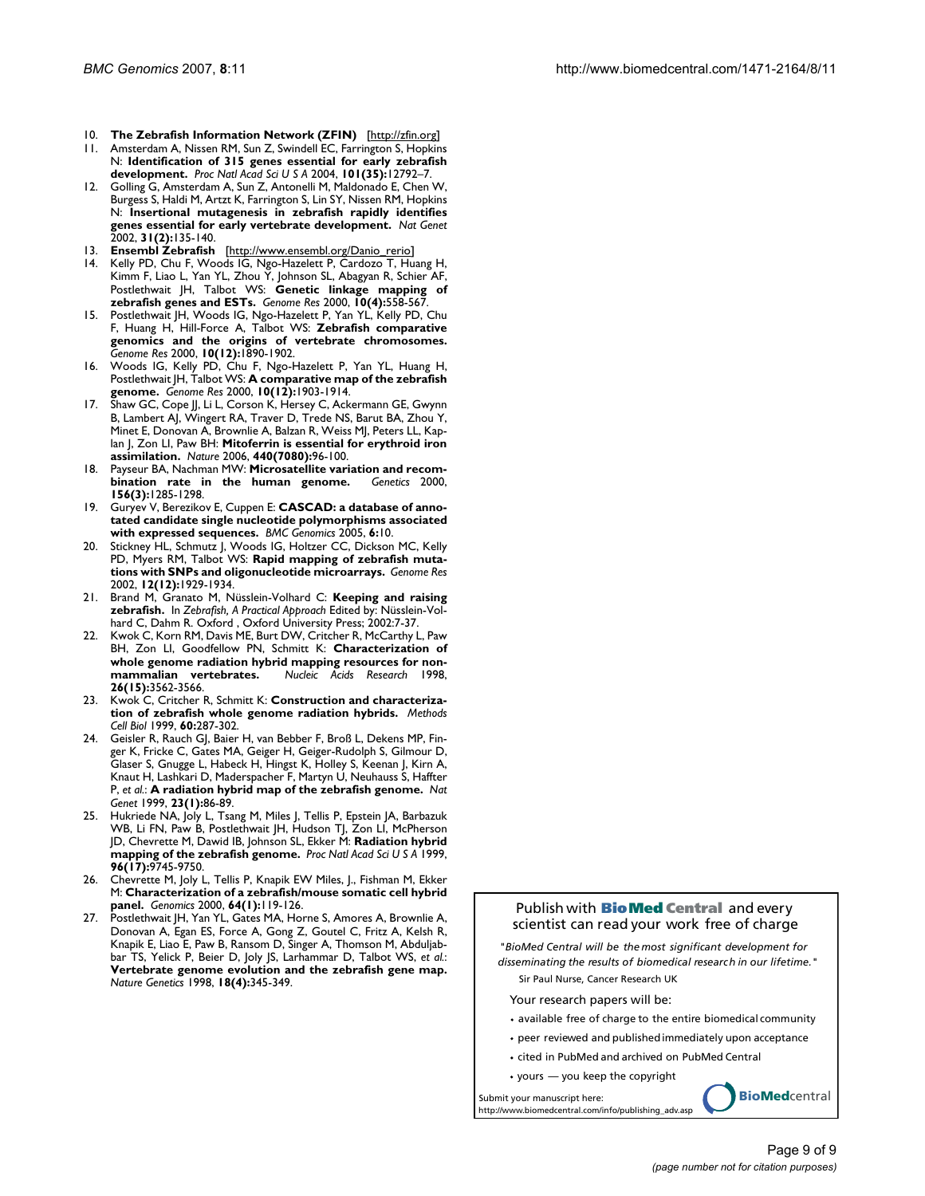10. **The Zebrafish Information Network (ZFIN)** [http://zfin.org]
11. Amsterdam A, Nissen RM, Sun Z, Swindell EC, Farrington S, Hopkins N: **Identification of 315 genes essential for early zebrafish development.** *Proc Natl Acad Sci U S A* 2004, **101(35):**12792–7.
12. Golling G, Amsterdam A, Sun Z, Antonelli M, Maldonado E, Chen W, Burgess S, Haldi M, Artzt K, Farrington S, Lin SY, Nissen RM, Hopkins N: **Insertional mutagenesis in zebrafish rapidly identifies genes essential for early vertebrate development.** *Nat Genet* 2002, **31(2):**135-140.
13. **Ensembl Zebrafish** [http://www.ensembl.org/Danio_rerio]
14. Kelly PD, Chu F, Woods IG, Ngo-Hazelett P, Cardozo T, Huang H, Kimm F, Liao L, Yan YL, Zhou Y, Johnson SL, Abagyan R, Schier AF, Postlethwait JH, Talbot WS: **Genetic linkage mapping of zebrafish genes and ESTs.** *Genome Res* 2000, **10(4):**558-567.
15. Postlethwait JH, Woods IG, Ngo-Hazelett P, Yan YL, Kelly PD, Chu F, Huang H, Hill-Force A, Talbot WS: **Zebrafish comparative genomics and the origins of vertebrate chromosomes.** *Genome Res* 2000, **10(12):**1890-1902.
16. Woods IG, Kelly PD, Chu F, Ngo-Hazelett P, Yan YL, Huang H, Postlethwait JH, Talbot WS: **A comparative map of the zebrafish genome.** *Genome Res* 2000, **10(12):**1903-1914.
17. Shaw GC, Cope JJ, Li L, Corson K, Hersey C, Ackermann GE, Gwynn B, Lambert AJ, Wingert RA, Traver D, Trede NS, Barut BA, Zhou Y, Minet E, Donovan A, Brownlie A, Balzan R, Weiss MJ, Peters LL, Kaplan J, Zon LI, Paw BH: **Mitoferrin is essential for erythroid iron assimilation.** *Nature* 2006, **440(7080):**96-100.
18. Payseur BA, Nachman MW: **Microsatellite variation and recombination rate in the human genome.** *Genetics* 2000, **156(3):**1285-1298.
19. Guryev V, Berezikov E, Cuppen E: **CASCAD: a database of annotated candidate single nucleotide polymorphisms associated with expressed sequences.** *BMC Genomics* 2005, **6:**10.
20. Stickney HL, Schmutz J, Woods IG, Holtzer CC, Dickson MC, Kelly PD, Myers RM, Talbot WS: **Rapid mapping of zebrafish mutations with SNPs and oligonucleotide microarrays.** *Genome Res* 2002, **12(12):**1929-1934.
21. Brand M, Granato M, Nüsslein-Volhard C: **Keeping and raising zebrafish.** In *Zebrafish, A Practical Approach* Edited by: Nüsslein-Volhard C, Dahm R. Oxford , Oxford University Press; 2002:7-37.
22. Kwok C, Korn RM, Davis ME, Burt DW, Critcher R, McCarthy L, Paw BH, Zon LI, Goodfellow PN, Schmitt K: **Characterization of whole genome radiation hybrid mapping resources for non-mammalian vertebrates.** *Nucleic Acids Research* 1998, **26(15):**3562-3566.
23. Kwok C, Critcher R, Schmitt K: **Construction and characterization of zebrafish whole genome radiation hybrids.** *Methods Cell Biol* 1999, **60:**287-302.
24. Geisler R, Rauch GJ, Baier H, van Bebber F, Broß L, Dekens MP, Finger K, Fricke C, Gates MA, Geiger H, Geiger-Rudolph S, Gilmour D, Glaser S, Gnugge L, Habeck H, Hingst K, Holley S, Keenan J, Kirn A, Knaut H, Lashkari D, Maderspacher F, Martyn U, Neuhauss S, Haffter P, *et al.*: **A radiation hybrid map of the zebrafish genome.** *Nat Genet* 1999, **23(1):**86-89.
25. Hukriede NA, Joly L, Tsang M, Miles J, Tellis P, Epstein JA, Barbazuk WB, Li FN, Paw B, Postlethwait JH, Hudson TJ, Zon LI, McPherson JD, Chevrette M, Dawid IB, Johnson SL, Ekker M: **Radiation hybrid mapping of the zebrafish genome.** *Proc Natl Acad Sci U S A* 1999, **96(17):**9745-9750.
26. Chevrette M, Joly L, Tellis P, Knapik EW Miles, J., Fishman M, Ekker M: **Characterization of a zebrafish/mouse somatic cell hybrid panel.** *Genomics* 2000, **64(1):**119-126.
27. Postlethwait JH, Yan YL, Gates MA, Horne S, Amores A, Brownlie A, Donovan A, Egan ES, Force A, Gong Z, Goutel C, Fritz A, Kelsh R, Knapik E, Liao E, Paw B, Ransom D, Singer A, Thomson M, Abduljabbar TS, Yelick P, Beier D, Joly JS, Larhammar D, Talbot WS, *et al.*: **Vertebrate genome evolution and the zebrafish gene map.** *Nature Genetics* 1998, **18(4):**345-349.

Publish with **BioMed Central** and every scientist can read your work free of charge

*"BioMed Central will be the most significant development for disseminating the results of biomedical research in our lifetime."*
Sir Paul Nurse, Cancer Research UK

Your research papers will be:

- available free of charge to the entire biomedical community
- peer reviewed and published immediately upon acceptance
- cited in PubMed and archived on PubMed Central
- yours — you keep the copyright

Submit your manuscript here:
http://www.biomedcentral.com/info/publishing_adv.asp

**BioMed**central